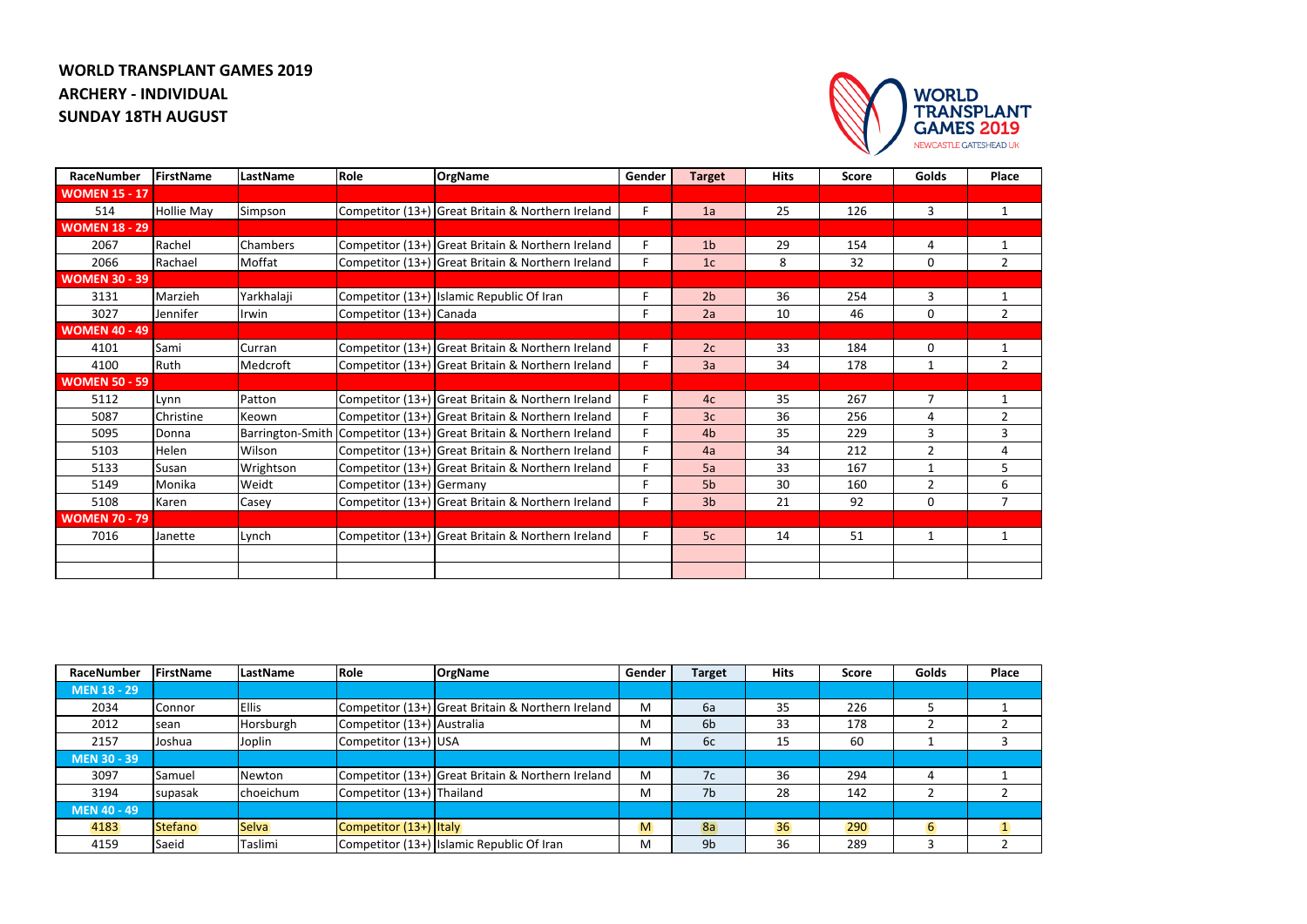**WORLD TRANSPLANT GAMES 2019**

**ARCHERY - INDIVIDUAL**

**SUNDAY 18TH AUGUST**

WORLD TRANSPLANT GAMES 2019
NEWCASTLE GATESHEAD UK

| RaceNumber | FirstName | LastName | Role | OrgName | Gender | Target | Hits | Score | Golds | Place |
|---|---|---|---|---|---|---|---|---|---|---|
| **WOMEN 15 - 17** | | | | | | | | | | |
| 514 | Hollie May | Simpson | Competitor (13+) | Great Britain & Northern Ireland | F | 1a | 25 | 126 | 3 | 1 |
| **WOMEN 18 - 29** | | | | | | | | | | |
| 2067 | Rachel | Chambers | Competitor (13+) | Great Britain & Northern Ireland | F | 1b | 29 | 154 | 4 | 1 |
| 2066 | Rachael | Moffat | Competitor (13+) | Great Britain & Northern Ireland | F | 1c | 8 | 32 | 0 | 2 |
| **WOMEN 30 - 39** | | | | | | | | | | |
| 3131 | Marzieh | Yarkhalaji | Competitor (13+) | Islamic Republic Of Iran | F | 2b | 36 | 254 | 3 | 1 |
| 3027 | Jennifer | Irwin | Competitor (13+) | Canada | F | 2a | 10 | 46 | 0 | 2 |
| **WOMEN 40 - 49** | | | | | | | | | | |
| 4101 | Sami | Curran | Competitor (13+) | Great Britain & Northern Ireland | F | 2c | 33 | 184 | 0 | 1 |
| 4100 | Ruth | Medcroft | Competitor (13+) | Great Britain & Northern Ireland | F | 3a | 34 | 178 | 1 | 2 |
| **WOMEN 50 - 59** | | | | | | | | | | |
| 5112 | Lynn | Patton | Competitor (13+) | Great Britain & Northern Ireland | F | 4c | 35 | 267 | 7 | 1 |
| 5087 | Christine | Keown | Competitor (13+) | Great Britain & Northern Ireland | F | 3c | 36 | 256 | 4 | 2 |
| 5095 | Donna | Barrington-Smith | Competitor (13+) | Great Britain & Northern Ireland | F | 4b | 35 | 229 | 3 | 3 |
| 5103 | Helen | Wilson | Competitor (13+) | Great Britain & Northern Ireland | F | 4a | 34 | 212 | 2 | 4 |
| 5133 | Susan | Wrightson | Competitor (13+) | Great Britain & Northern Ireland | F | 5a | 33 | 167 | 1 | 5 |
| 5149 | Monika | Weidt | Competitor (13+) | Germany | F | 5b | 30 | 160 | 2 | 6 |
| 5108 | Karen | Casey | Competitor (13+) | Great Britain & Northern Ireland | F | 3b | 21 | 92 | 0 | 7 |
| **WOMEN 70 - 79** | | | | | | | | | | |
| 7016 | Janette | Lynch | Competitor (13+) | Great Britain & Northern Ireland | F | 5c | 14 | 51 | 1 | 1 |

| RaceNumber | FirstName | LastName | Role | OrgName | Gender | Target | Hits | Score | Golds | Place |
|---|---|---|---|---|---|---|---|---|---|---|
| **MEN 18 - 29** | | | | | | | | | | |
| 2034 | Connor | Ellis | Competitor (13+) | Great Britain & Northern Ireland | M | 6a | 35 | 226 | 5 | 1 |
| 2012 | sean | Horsburgh | Competitor (13+) | Australia | M | 6b | 33 | 178 | 2 | 2 |
| 2157 | Joshua | Joplin | Competitor (13+) | USA | M | 6c | 15 | 60 | 1 | 3 |
| **MEN 30 - 39** | | | | | | | | | | |
| 3097 | Samuel | Newton | Competitor (13+) | Great Britain & Northern Ireland | M | 7c | 36 | 294 | 4 | 1 |
| 3194 | supasak | choeichum | Competitor (13+) | Thailand | M | 7b | 28 | 142 | 2 | 2 |
| **MEN 40 - 49** | | | | | | | | | | |
| 4183 | Stefano | Selva | Competitor (13+) | Italy | M | 8a | 36 | 290 | 6 | 1 |
| 4159 | Saeid | Taslimi | Competitor (13+) | Islamic Republic Of Iran | M | 9b | 36 | 289 | 3 | 2 |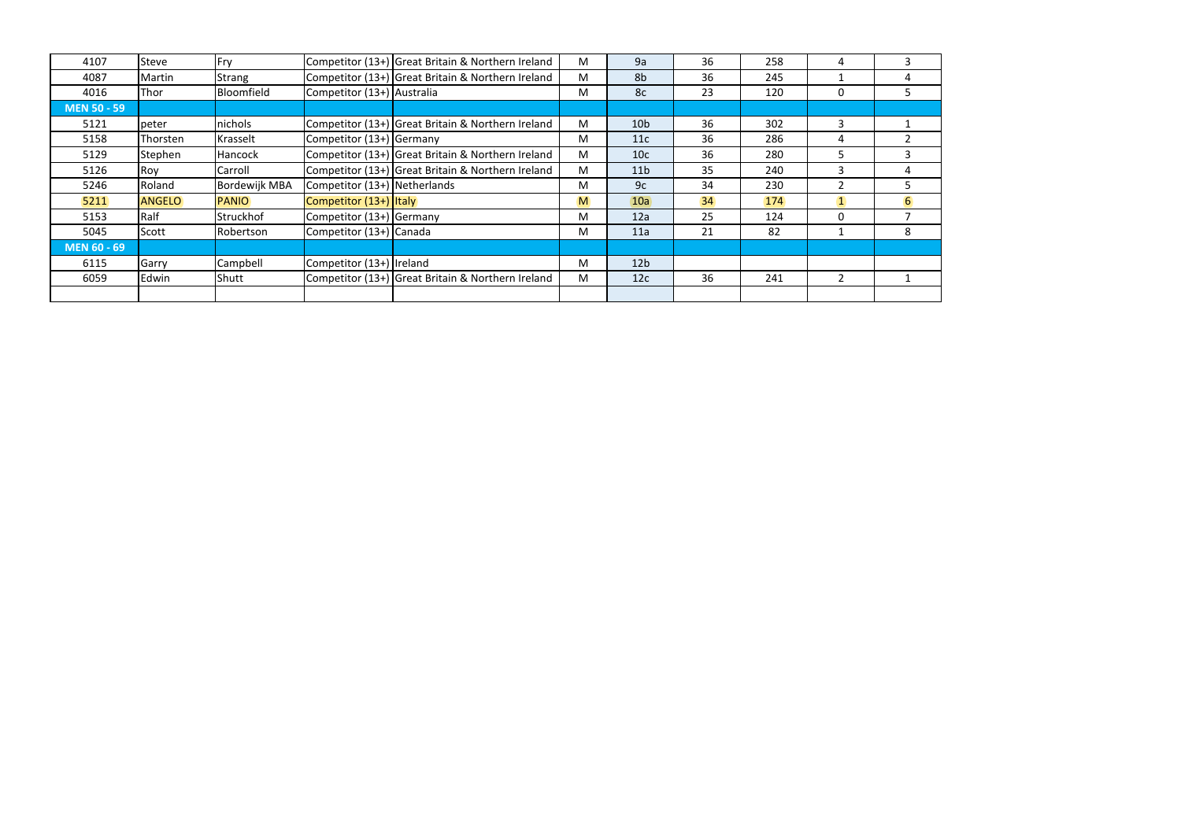| | | | | | | | | | | |
|---|---|---|---|---|---|---|---|---|---|---|
| 4107 | Steve | Fry | Competitor (13+) | Great Britain & Northern Ireland | M | 9a | 36 | 258 | 4 | 3 |
| 4087 | Martin | Strang | Competitor (13+) | Great Britain & Northern Ireland | M | 8b | 36 | 245 | 1 | 4 |
| 4016 | Thor | Bloomfield | Competitor (13+) | Australia | M | 8c | 23 | 120 | 0 | 5 |
| **MEN 50 - 59** | | | | | | | | | | |
| 5121 | peter | nichols | Competitor (13+) | Great Britain & Northern Ireland | M | 10b | 36 | 302 | 3 | 1 |
| 5158 | Thorsten | Krasselt | Competitor (13+) | Germany | M | 11c | 36 | 286 | 4 | 2 |
| 5129 | Stephen | Hancock | Competitor (13+) | Great Britain & Northern Ireland | M | 10c | 36 | 280 | 5 | 3 |
| 5126 | Roy | Carroll | Competitor (13+) | Great Britain & Northern Ireland | M | 11b | 35 | 240 | 3 | 4 |
| 5246 | Roland | Bordewijk MBA | Competitor (13+) | Netherlands | M | 9c | 34 | 230 | 2 | 5 |
| 5211 | ANGELO | PANIO | Competitor (13+) | Italy | M | 10a | 34 | 174 | 1 | 6 |
| 5153 | Ralf | Struckhof | Competitor (13+) | Germany | M | 12a | 25 | 124 | 0 | 7 |
| 5045 | Scott | Robertson | Competitor (13+) | Canada | M | 11a | 21 | 82 | 1 | 8 |
| **MEN 60 - 69** | | | | | | | | | | |
| 6115 | Garry | Campbell | Competitor (13+) | Ireland | M | 12b | | | | |
| 6059 | Edwin | Shutt | Competitor (13+) | Great Britain & Northern Ireland | M | 12c | 36 | 241 | 2 | 1 |